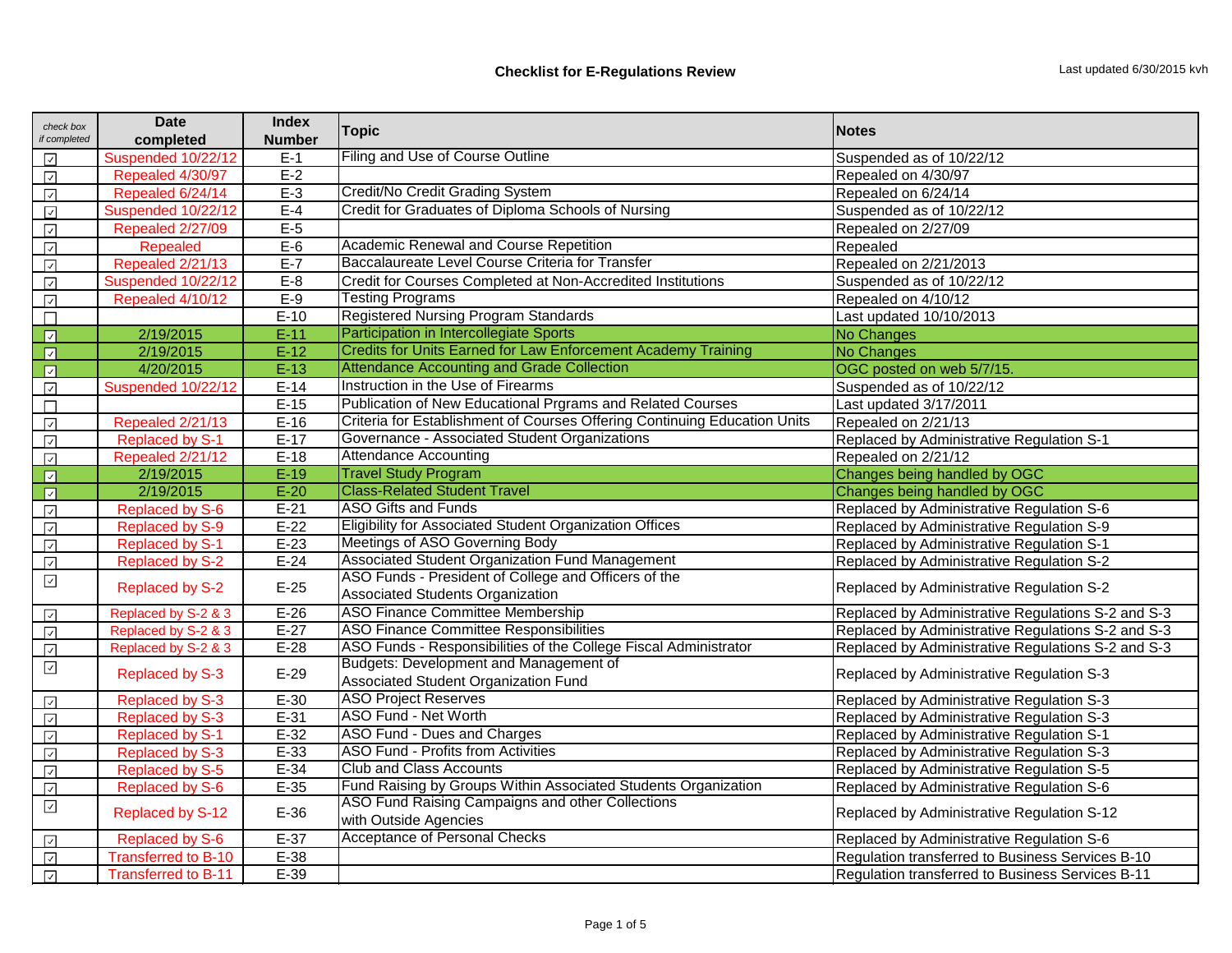# Checklist for E-Regulations Review

Last updated 6/30/2015 kvh

| check box if completed | Date completed | Index Number | Topic | Notes |
|---|---|---|---|---|
| ☑ | Suspended 10/22/12 | E-1 | Filing and Use of Course Outline | Suspended as of 10/22/12 |
| ☑ | Repealed 4/30/97 | E-2 | | Repealed on 4/30/97 |
| ☑ | Repealed 6/24/14 | E-3 | Credit/No Credit Grading System | Repealed on 6/24/14 |
| ☑ | Suspended 10/22/12 | E-4 | Credit for Graduates of Diploma Schools of Nursing | Suspended as of 10/22/12 |
| ☑ | Repealed 2/27/09 | E-5 | | Repealed on 2/27/09 |
| ☑ | Repealed | E-6 | Academic Renewal and Course Repetition | Repealed |
| ☑ | Repealed 2/21/13 | E-7 | Baccalaureate Level Course Criteria for Transfer | Repealed on 2/21/2013 |
| ☑ | Suspended 10/22/12 | E-8 | Credit for Courses Completed at Non-Accredited Institutions | Suspended as of 10/22/12 |
| ☑ | Repealed 4/10/12 | E-9 | Testing Programs | Repealed on 4/10/12 |
| ☐ | | E-10 | Registered Nursing Program Standards | Last updated 10/10/2013 |
| ☑ | 2/19/2015 | E-11 | Participation in Intercollegiate Sports | No Changes |
| ☑ | 2/19/2015 | E-12 | Credits for Units Earned for Law Enforcement Academy Training | No Changes |
| ☑ | 4/20/2015 | E-13 | Attendance Accounting and Grade Collection | OGC posted on web 5/7/15. |
| ☑ | Suspended 10/22/12 | E-14 | Instruction in the Use of Firearms | Suspended as of 10/22/12 |
| ☐ | | E-15 | Publication of New Educational Prgrams and Related Courses | Last updated 3/17/2011 |
| ☑ | Repealed 2/21/13 | E-16 | Criteria for Establishment of Courses Offering Continuing Education Units | Repealed on 2/21/13 |
| ☑ | Replaced by S-1 | E-17 | Governance - Associated Student Organizations | Replaced by Administrative Regulation S-1 |
| ☑ | Repealed 2/21/12 | E-18 | Attendance Accounting | Repealed on 2/21/12 |
| ☑ | 2/19/2015 | E-19 | Travel Study Program | Changes being handled by OGC |
| ☑ | 2/19/2015 | E-20 | Class-Related Student Travel | Changes being handled by OGC |
| ☑ | Replaced by S-6 | E-21 | ASO Gifts and Funds | Replaced by Administrative Regulation S-6 |
| ☑ | Replaced by S-9 | E-22 | Eligibility for Associated Student Organization Offices | Replaced by Administrative Regulation S-9 |
| ☑ | Replaced by S-1 | E-23 | Meetings of ASO Governing Body | Replaced by Administrative Regulation S-1 |
| ☑ | Replaced by S-2 | E-24 | Associated Student Organization Fund Management | Replaced by Administrative Regulation S-2 |
| ☑ | Replaced by S-2 | E-25 | ASO Funds - President of College and Officers of the Associated Students Organization | Replaced by Administrative Regulation S-2 |
| ☑ | Replaced by S-2 & 3 | E-26 | ASO Finance Committee Membership | Replaced by Administrative Regulations S-2 and S-3 |
| ☑ | Replaced by S-2 & 3 | E-27 | ASO Finance Committee Responsibilities | Replaced by Administrative Regulations S-2 and S-3 |
| ☑ | Replaced by S-2 & 3 | E-28 | ASO Funds - Responsibilities of the College Fiscal Administrator | Replaced by Administrative Regulations S-2 and S-3 |
| ☑ | Replaced by S-3 | E-29 | Budgets: Development and Management of Associated Student Organization Fund | Replaced by Administrative Regulation S-3 |
| ☑ | Replaced by S-3 | E-30 | ASO Project Reserves | Replaced by Administrative Regulation S-3 |
| ☑ | Replaced by S-3 | E-31 | ASO Fund - Net Worth | Replaced by Administrative Regulation S-3 |
| ☑ | Replaced by S-1 | E-32 | ASO Fund - Dues and Charges | Replaced by Administrative Regulation S-1 |
| ☑ | Replaced by S-3 | E-33 | ASO Fund - Profits from Activities | Replaced by Administrative Regulation S-3 |
| ☑ | Replaced by S-5 | E-34 | Club and Class Accounts | Replaced by Administrative Regulation S-5 |
| ☑ | Replaced by S-6 | E-35 | Fund Raising by Groups Within Associated Students Organization | Replaced by Administrative Regulation S-6 |
| ☑ | Replaced by S-12 | E-36 | ASO Fund Raising Campaigns and other Collections with Outside Agencies | Replaced by Administrative Regulation S-12 |
| ☑ | Replaced by S-6 | E-37 | Acceptance of Personal Checks | Replaced by Administrative Regulation S-6 |
| ☑ | Transferred to B-10 | E-38 | | Regulation transferred to Business Services B-10 |
| ☑ | Transferred to B-11 | E-39 | | Regulation transferred to Business Services B-11 |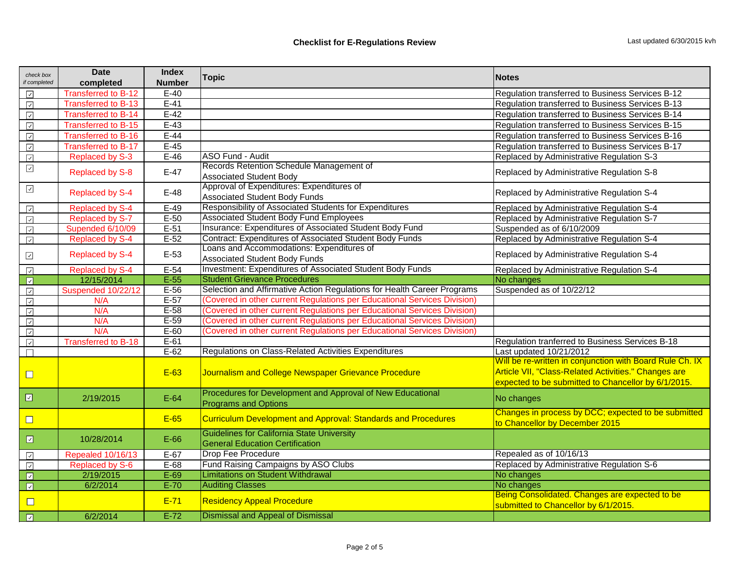## Checklist for E-Regulations Review

Last updated 6/30/2015 kvh

| check box if completed | Date completed | Index Number | Topic | Notes |
|---|---|---|---|---|
| ☑ | Transferred to B-12 | E-40 | | Regulation transferred to Business Services B-12 |
| ☑ | Transferred to B-13 | E-41 | | Regulation transferred to Business Services B-13 |
| ☑ | Transferred to B-14 | E-42 | | Regulation transferred to Business Services B-14 |
| ☑ | Transferred to B-15 | E-43 | | Regulation transferred to Business Services B-15 |
| ☑ | Transferred to B-16 | E-44 | | Regulation transferred to Business Services B-16 |
| ☑ | Transferred to B-17 | E-45 | | Regulation transferred to Business Services B-17 |
| ☑ | Replaced by S-3 | E-46 | ASO Fund - Audit | Replaced by Administrative Regulation S-3 |
| ☑ | Replaced by S-8 | E-47 | Records Retention Schedule Management of Associated Student Body | Replaced by Administrative Regulation S-8 |
| ☑ | Replaced by S-4 | E-48 | Approval of Expenditures: Expenditures of Associated Student Body Funds | Replaced by Administrative Regulation S-4 |
| ☑ | Replaced by S-4 | E-49 | Responsibility of Associated Students for Expenditures | Replaced by Administrative Regulation S-4 |
| ☑ | Replaced by S-7 | E-50 | Associated Student Body Fund Employees | Replaced by Administrative Regulation S-7 |
| ☑ | Supended 6/10/09 | E-51 | Insurance: Expenditures of Associated Student Body Fund | Suspended as of 6/10/2009 |
| ☑ | Replaced by S-4 | E-52 | Contract: Expenditures of Associated Student Body Funds | Replaced by Administrative Regulation S-4 |
| ☑ | Replaced by S-4 | E-53 | Loans and Accommodations: Expenditures of Associated Student Body Funds | Replaced by Administrative Regulation S-4 |
| ☑ | Replaced by S-4 | E-54 | Investment: Expenditures of Associated Student Body Funds | Replaced by Administrative Regulation S-4 |
| ☑ | 12/15/2014 | E-55 | Student Grievance Procedures | No changes |
| ☑ | Suspended 10/22/12 | E-56 | Selection and Affirmative Action Regulations for Health Career Programs | Suspended as of 10/22/12 |
| ☑ | N/A | E-57 | (Covered in other current Regulations per Educational Services Division) | |
| ☑ | N/A | E-58 | (Covered in other current Regulations per Educational Services Division) | |
| ☑ | N/A | E-59 | (Covered in other current Regulations per Educational Services Division) | |
| ☑ | N/A | E-60 | (Covered in other current Regulations per Educational Services Division) | |
| ☑ | Transferred to B-18 | E-61 | | Regulation tranferred to Business Services B-18 |
| ☐ | | E-62 | Regulations on Class-Related Activities Expenditures | Last updated 10/21/2012 |
| ☐ | | E-63 | Journalism and College Newspaper Grievance Procedure | Will be re-written in conjunction with Board Rule Ch. IX Article VII, "Class-Related Activities." Changes are expected to be submitted to Chancellor by 6/1/2015. |
| ☑ | 2/19/2015 | E-64 | Procedures for Development and Approval of New Educational Programs and Options | No changes |
| ☐ | | E-65 | Curriculum Development and Approval: Standards and Procedures | Changes in process by DCC; expected to be submitted to Chancellor by December 2015 |
| ☑ | 10/28/2014 | E-66 | Guidelines for California State University General Education Certification | |
| ☑ | Repealed 10/16/13 | E-67 | Drop Fee Procedure | Repealed as of 10/16/13 |
| ☑ | Replaced by S-6 | E-68 | Fund Raising Campaigns by ASO Clubs | Replaced by Administrative Regulation S-6 |
| ☑ | 2/19/2015 | E-69 | Limitations on Student Withdrawal | No changes |
| ☑ | 6/2/2014 | E-70 | Auditing Classes | No changes |
| ☐ | | E-71 | Residency Appeal Procedure | Being Consolidated. Changes are expected to be submitted to Chancellor by 6/1/2015. |
| ☑ | 6/2/2014 | E-72 | Dismissal and Appeal of Dismissal | |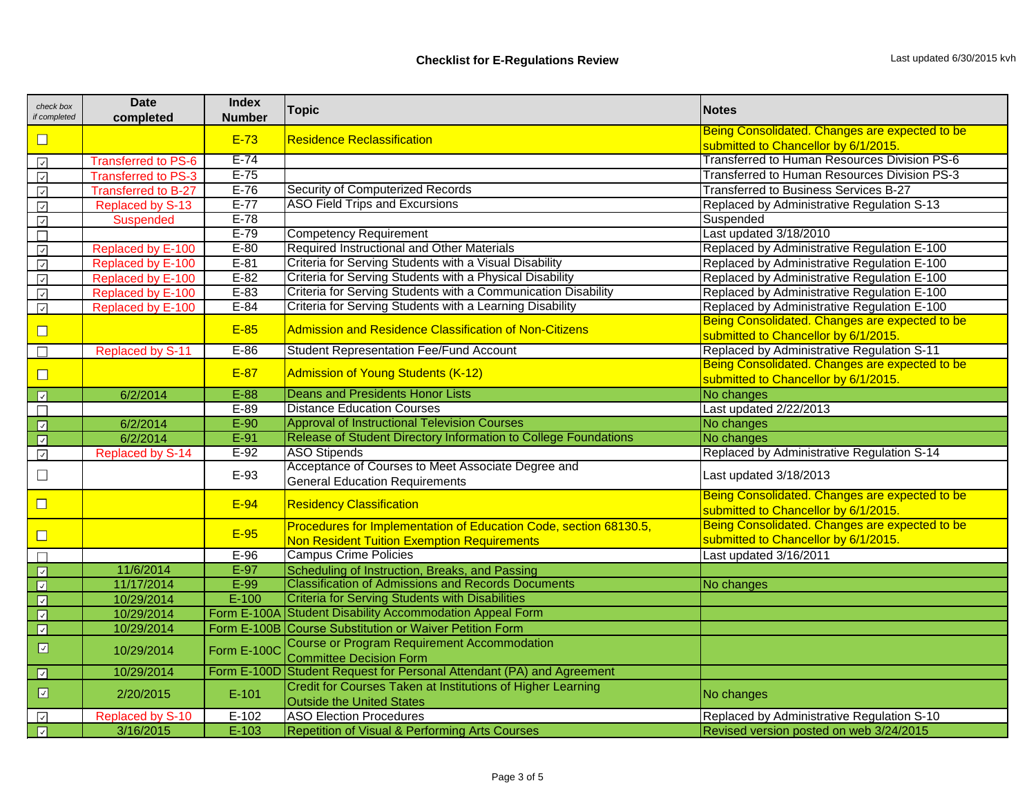# Checklist for E-Regulations Review

Last updated 6/30/2015 kvh

| *check box if completed* | Date completed | Index Number | Topic | Notes |
|---|---|---|---|---|
| ☐ | | E-73 | Residence Reclassification | Being Consolidated. Changes are expected to be submitted to Chancellor by 6/1/2015. |
| ☑ | Transferred to PS-6 | E-74 | | Transferred to Human Resources Division PS-6 |
| ☑ | Transferred to PS-3 | E-75 | | Transferred to Human Resources Division PS-3 |
| ☑ | Transferred to B-27 | E-76 | Security of Computerized Records | Transferred to Business Services B-27 |
| ☑ | Replaced by S-13 | E-77 | ASO Field Trips and Excursions | Replaced by Administrative Regulation S-13 |
| ☑ | Suspended | E-78 | | Suspended |
| ☐ | | E-79 | Competency Requirement | Last updated 3/18/2010 |
| ☑ | Replaced by E-100 | E-80 | Required Instructional and Other Materials | Replaced by Administrative Regulation E-100 |
| ☑ | Replaced by E-100 | E-81 | Criteria for Serving Students with a Visual Disability | Replaced by Administrative Regulation E-100 |
| ☑ | Replaced by E-100 | E-82 | Criteria for Serving Students with a Physical Disability | Replaced by Administrative Regulation E-100 |
| ☑ | Replaced by E-100 | E-83 | Criteria for Serving Students with a Communication Disability | Replaced by Administrative Regulation E-100 |
| ☑ | Replaced by E-100 | E-84 | Criteria for Serving Students with a Learning Disability | Replaced by Administrative Regulation E-100 |
| ☐ | | E-85 | Admission and Residence Classification of Non-Citizens | Being Consolidated. Changes are expected to be submitted to Chancellor by 6/1/2015. |
| ☐ | Replaced by S-11 | E-86 | Student Representation Fee/Fund Account | Replaced by Administrative Regulation S-11 |
| ☐ | | E-87 | Admission of Young Students (K-12) | Being Consolidated. Changes are expected to be submitted to Chancellor by 6/1/2015. |
| ☑ | 6/2/2014 | E-88 | Deans and Presidents Honor Lists | No changes |
| ☐ | | E-89 | Distance Education Courses | Last updated 2/22/2013 |
| ☑ | 6/2/2014 | E-90 | Approval of Instructional Television Courses | No changes |
| ☑ | 6/2/2014 | E-91 | Release of Student Directory Information to College Foundations | No changes |
| ☑ | Replaced by S-14 | E-92 | ASO Stipends | Replaced by Administrative Regulation S-14 |
| ☐ | | E-93 | Acceptance of Courses to Meet Associate Degree and General Education Requirements | Last updated 3/18/2013 |
| ☐ | | E-94 | Residency Classification | Being Consolidated. Changes are expected to be submitted to Chancellor by 6/1/2015. |
| ☐ | | E-95 | Procedures for Implementation of Education Code, section 68130.5, Non Resident Tuition Exemption Requirements | Being Consolidated. Changes are expected to be submitted to Chancellor by 6/1/2015. |
| ☐ | | E-96 | Campus Crime Policies | Last updated 3/16/2011 |
| ☑ | 11/6/2014 | E-97 | Scheduling of Instruction, Breaks, and Passing | |
| ☑ | 11/17/2014 | E-99 | Classification of Admissions and Records Documents | No changes |
| ☑ | 10/29/2014 | E-100 | Criteria for Serving Students with Disabilities | |
| ☑ | 10/29/2014 | Form E-100A | Student Disability Accommodation Appeal Form | |
| ☑ | 10/29/2014 | Form E-100B | Course Substitution or Waiver Petition Form | |
| ☑ | 10/29/2014 | Form E-100C | Course or Program Requirement Accommodation Committee Decision Form | |
| ☑ | 10/29/2014 | Form E-100D | Student Request for Personal Attendant (PA) and Agreement | |
| ☑ | 2/20/2015 | E-101 | Credit for Courses Taken at Institutions of Higher Learning Outside the United States | No changes |
| ☑ | Replaced by S-10 | E-102 | ASO Election Procedures | Replaced by Administrative Regulation S-10 |
| ☑ | 3/16/2015 | E-103 | Repetition of Visual & Performing Arts Courses | Revised version posted on web 3/24/2015 |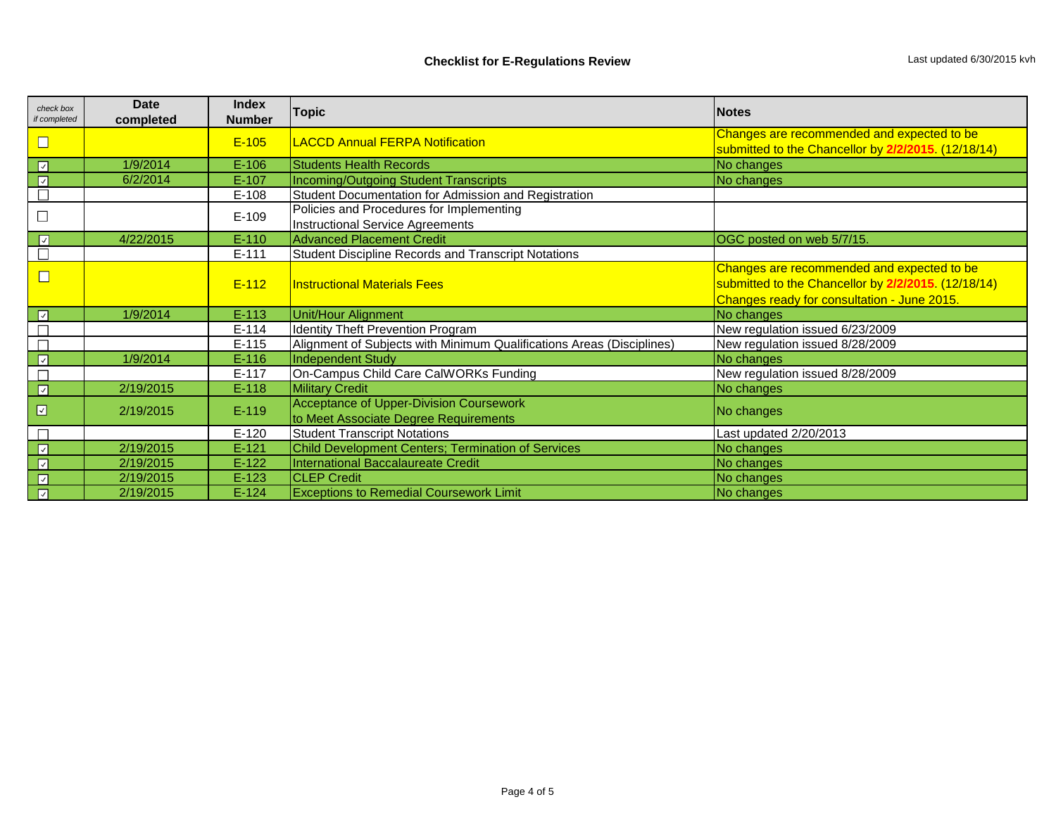## Checklist for E-Regulations Review

Last updated 6/30/2015 kvh

| *check box if completed* | Date completed | Index Number | Topic | Notes |
|---|---|---|---|---|
| ☐ | | E-105 | LACCD Annual FERPA Notification | Changes are recommended and expected to be submitted to the Chancellor by **2/2/2015**. (12/18/14) |
| ☑ | 1/9/2014 | E-106 | Students Health Records | No changes |
| ☑ | 6/2/2014 | E-107 | Incoming/Outgoing Student Transcripts | No changes |
| ☐ | | E-108 | Student Documentation for Admission and Registration | |
| ☐ | | E-109 | Policies and Procedures for Implementing Instructional Service Agreements | |
| ☑ | 4/22/2015 | E-110 | Advanced Placement Credit | OGC posted on web 5/7/15. |
| ☐ | | E-111 | Student Discipline Records and Transcript Notations | |
| ☐ | | E-112 | Instructional Materials Fees | Changes are recommended and expected to be submitted to the Chancellor by **2/2/2015**. (12/18/14) Changes ready for consultation - June 2015. |
| ☑ | 1/9/2014 | E-113 | Unit/Hour Alignment | No changes |
| ☐ | | E-114 | Identity Theft Prevention Program | New regulation issued 6/23/2009 |
| ☐ | | E-115 | Alignment of Subjects with Minimum Qualifications Areas (Disciplines) | New regulation issued 8/28/2009 |
| ☑ | 1/9/2014 | E-116 | Independent Study | No changes |
| ☐ | | E-117 | On-Campus Child Care CalWORKs Funding | New regulation issued 8/28/2009 |
| ☑ | 2/19/2015 | E-118 | Military Credit | No changes |
| ☑ | 2/19/2015 | E-119 | Acceptance of Upper-Division Coursework to Meet Associate Degree Requirements | No changes |
| ☐ | | E-120 | Student Transcript Notations | Last updated 2/20/2013 |
| ☑ | 2/19/2015 | E-121 | Child Development Centers; Termination of Services | No changes |
| ☑ | 2/19/2015 | E-122 | International Baccalaureate Credit | No changes |
| ☑ | 2/19/2015 | E-123 | CLEP Credit | No changes |
| ☑ | 2/19/2015 | E-124 | Exceptions to Remedial Coursework Limit | No changes |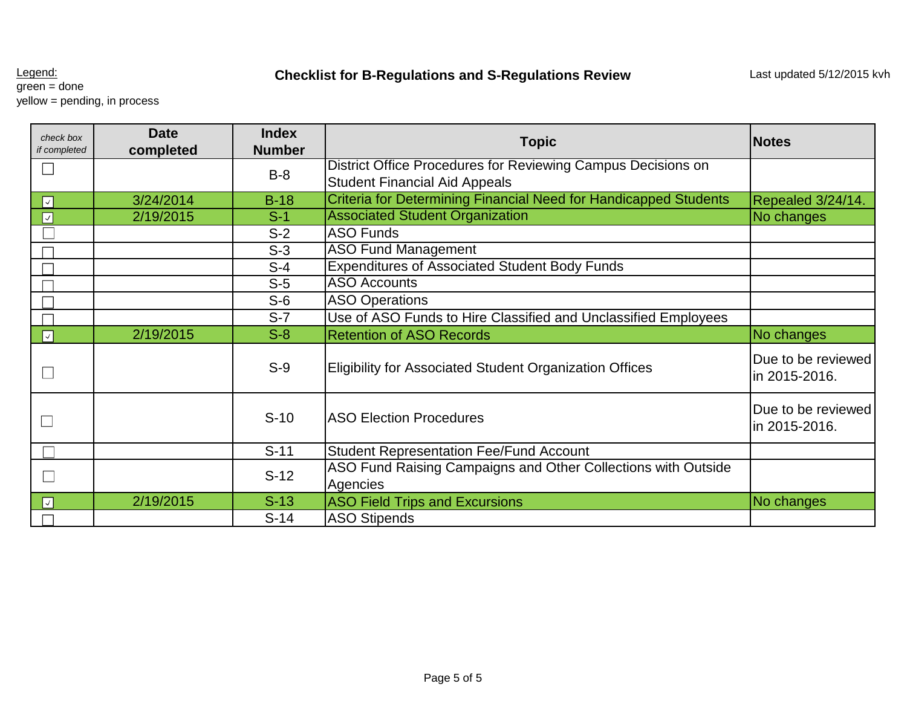Legend:
green = done
yellow = pending, in process

# Checklist for B-Regulations and S-Regulations Review

Last updated 5/12/2015 kvh

| *check box if completed* | Date completed | Index Number | Topic | Notes |
|---|---|---|---|---|
| ☐ | | B-8 | District Office Procedures for Reviewing Campus Decisions on Student Financial Aid Appeals | |
| ☑ | 3/24/2014 | B-18 | Criteria for Determining Financial Need for Handicapped Students | Repealed 3/24/14. |
| ☑ | 2/19/2015 | S-1 | Associated Student Organization | No changes |
| ☐ | | S-2 | ASO Funds | |
| ☐ | | S-3 | ASO Fund Management | |
| ☐ | | S-4 | Expenditures of Associated Student Body Funds | |
| ☐ | | S-5 | ASO Accounts | |
| ☐ | | S-6 | ASO Operations | |
| ☐ | | S-7 | Use of ASO Funds to Hire Classified and Unclassified Employees | |
| ☑ | 2/19/2015 | S-8 | Retention of ASO Records | No changes |
| ☐ | | S-9 | Eligibility for Associated Student Organization Offices | Due to be reviewed in 2015-2016. |
| ☐ | | S-10 | ASO Election Procedures | Due to be reviewed in 2015-2016. |
| ☐ | | S-11 | Student Representation Fee/Fund Account | |
| ☐ | | S-12 | ASO Fund Raising Campaigns and Other Collections with Outside Agencies | |
| ☑ | 2/19/2015 | S-13 | ASO Field Trips and Excursions | No changes |
| ☐ | | S-14 | ASO Stipends | |